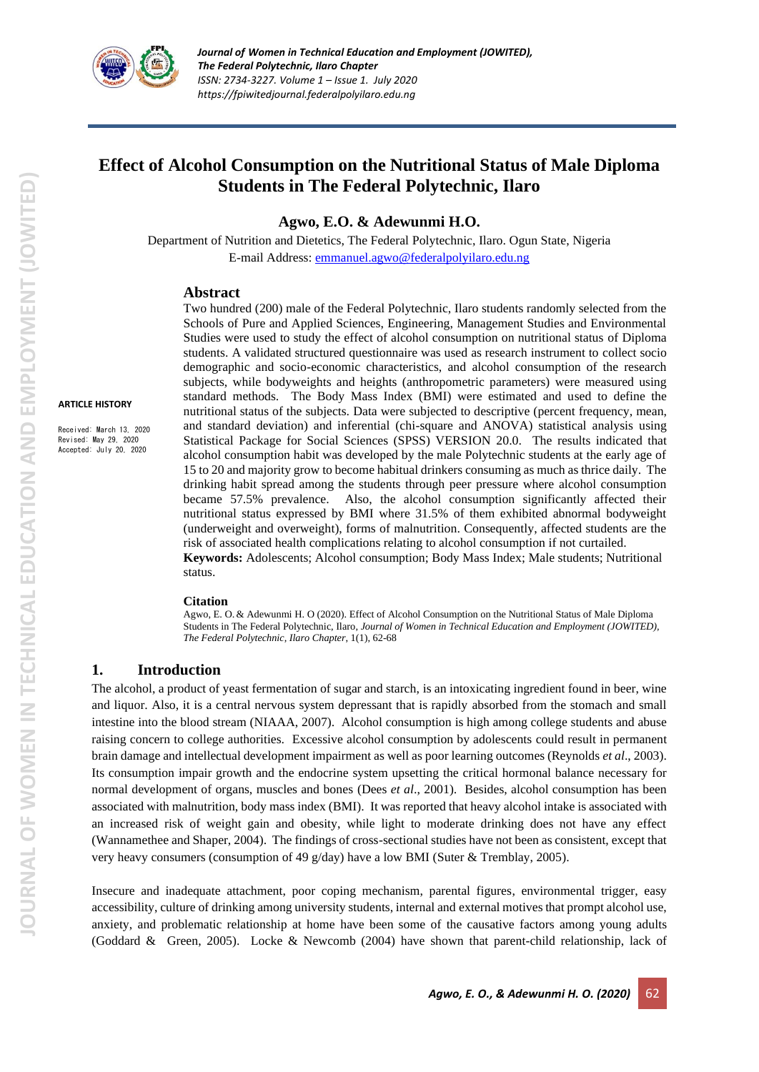# Effect of Alcohol Consumption on the Nutritional Status of Male Diploma Students in The Federal Polytechnic, Ilaro

**Agwo, E.O. & Adewunmi H.O.**

Department of Nutrition and Dietetics, The Federal Polytechnic, Ilaro. Ogun State, Nigeria
E-mail Address: emmanuel.agwo@federalpolyilaro.edu.ng

**ARTICLE HISTORY**

Received: March 13, 2020
Revised: May 29, 2020
Accepted: July 20, 2020

## Abstract

Two hundred (200) male of the Federal Polytechnic, Ilaro students randomly selected from the Schools of Pure and Applied Sciences, Engineering, Management Studies and Environmental Studies were used to study the effect of alcohol consumption on nutritional status of Diploma students. A validated structured questionnaire was used as research instrument to collect socio demographic and socio-economic characteristics, and alcohol consumption of the research subjects, while bodyweights and heights (anthropometric parameters) were measured using standard methods. The Body Mass Index (BMI) were estimated and used to define the nutritional status of the subjects. Data were subjected to descriptive (percent frequency, mean, and standard deviation) and inferential (chi-square and ANOVA) statistical analysis using Statistical Package for Social Sciences (SPSS) VERSION 20.0. The results indicated that alcohol consumption habit was developed by the male Polytechnic students at the early age of 15 to 20 and majority grow to become habitual drinkers consuming as much as thrice daily. The drinking habit spread among the students through peer pressure where alcohol consumption became 57.5% prevalence. Also, the alcohol consumption significantly affected their nutritional status expressed by BMI where 31.5% of them exhibited abnormal bodyweight (underweight and overweight), forms of malnutrition. Consequently, affected students are the risk of associated health complications relating to alcohol consumption if not curtailed.

**Keywords:** Adolescents; Alcohol consumption; Body Mass Index; Male students; Nutritional status.

**Citation**

Agwo, E. O. & Adewunmi H. O (2020). Effect of Alcohol Consumption on the Nutritional Status of Male Diploma Students in The Federal Polytechnic, Ilaro, *Journal of Women in Technical Education and Employment (JOWITED), The Federal Polytechnic, Ilaro Chapter*, 1(1), 62-68

## 1. Introduction

The alcohol, a product of yeast fermentation of sugar and starch, is an intoxicating ingredient found in beer, wine and liquor. Also, it is a central nervous system depressant that is rapidly absorbed from the stomach and small intestine into the blood stream (NIAAA, 2007). Alcohol consumption is high among college students and abuse raising concern to college authorities. Excessive alcohol consumption by adolescents could result in permanent brain damage and intellectual development impairment as well as poor learning outcomes (Reynolds *et al*., 2003). Its consumption impair growth and the endocrine system upsetting the critical hormonal balance necessary for normal development of organs, muscles and bones (Dees *et al*., 2001). Besides, alcohol consumption has been associated with malnutrition, body mass index (BMI). It was reported that heavy alcohol intake is associated with an increased risk of weight gain and obesity, while light to moderate drinking does not have any effect (Wannamethee and Shaper, 2004). The findings of cross-sectional studies have not been as consistent, except that very heavy consumers (consumption of 49 g/day) have a low BMI (Suter & Tremblay, 2005).

Insecure and inadequate attachment, poor coping mechanism, parental figures, environmental trigger, easy accessibility, culture of drinking among university students, internal and external motives that prompt alcohol use, anxiety, and problematic relationship at home have been some of the causative factors among young adults (Goddard & Green, 2005). Locke & Newcomb (2004) have shown that parent-child relationship, lack of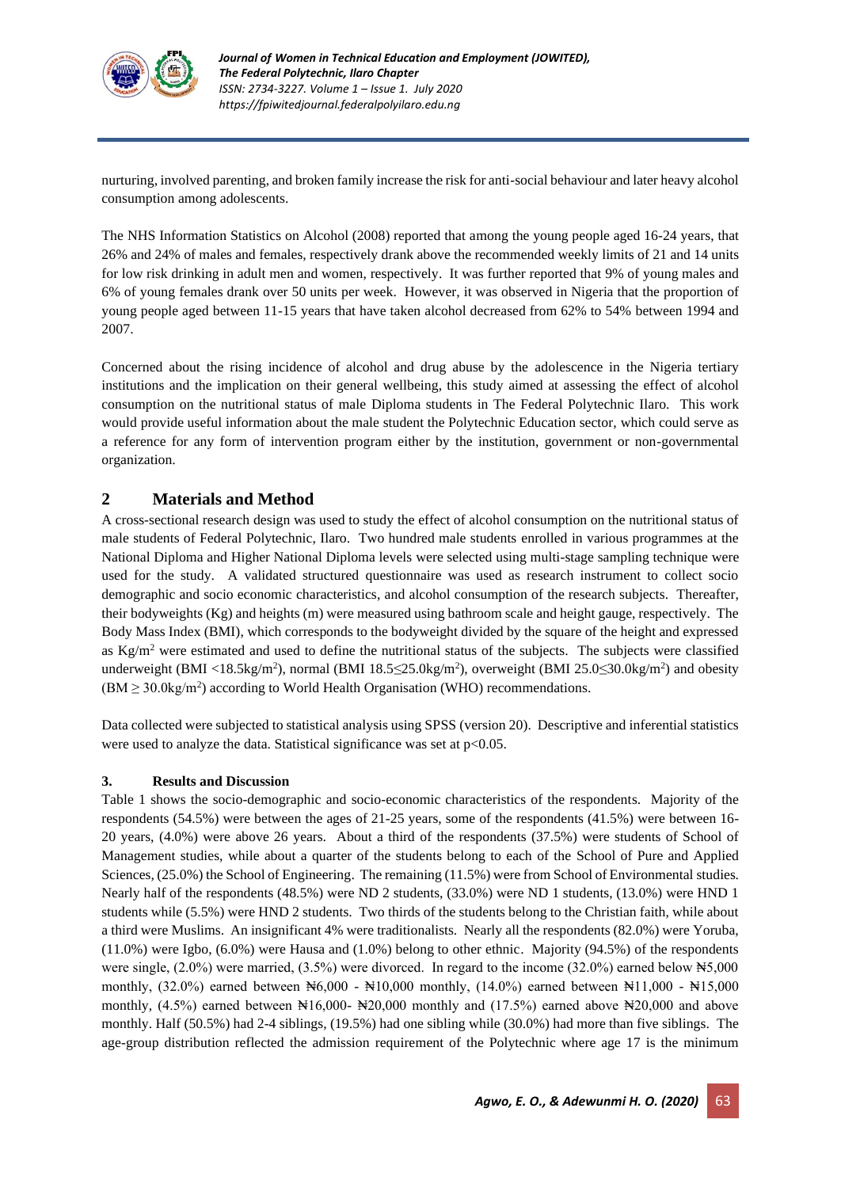nurturing, involved parenting, and broken family increase the risk for anti-social behaviour and later heavy alcohol consumption among adolescents.

The NHS Information Statistics on Alcohol (2008) reported that among the young people aged 16-24 years, that 26% and 24% of males and females, respectively drank above the recommended weekly limits of 21 and 14 units for low risk drinking in adult men and women, respectively. It was further reported that 9% of young males and 6% of young females drank over 50 units per week. However, it was observed in Nigeria that the proportion of young people aged between 11-15 years that have taken alcohol decreased from 62% to 54% between 1994 and 2007.

Concerned about the rising incidence of alcohol and drug abuse by the adolescence in the Nigeria tertiary institutions and the implication on their general wellbeing, this study aimed at assessing the effect of alcohol consumption on the nutritional status of male Diploma students in The Federal Polytechnic Ilaro. This work would provide useful information about the male student the Polytechnic Education sector, which could serve as a reference for any form of intervention program either by the institution, government or non-governmental organization.

## 2 Materials and Method

A cross-sectional research design was used to study the effect of alcohol consumption on the nutritional status of male students of Federal Polytechnic, Ilaro. Two hundred male students enrolled in various programmes at the National Diploma and Higher National Diploma levels were selected using multi-stage sampling technique were used for the study. A validated structured questionnaire was used as research instrument to collect socio demographic and socio economic characteristics, and alcohol consumption of the research subjects. Thereafter, their bodyweights (Kg) and heights (m) were measured using bathroom scale and height gauge, respectively. The Body Mass Index (BMI), which corresponds to the bodyweight divided by the square of the height and expressed as $Kg/m^2$ were estimated and used to define the nutritional status of the subjects. The subjects were classified underweight (BMI $<18.5kg/m^2$), normal (BMI $18.5 \leq 25.0kg/m^2$), overweight (BMI $25.0 \leq 30.0kg/m^2$) and obesity (BM $\geq 30.0kg/m^2$) according to World Health Organisation (WHO) recommendations.

Data collected were subjected to statistical analysis using SPSS (version 20). Descriptive and inferential statistics were used to analyze the data. Statistical significance was set at $p<0.05$.

### 3. Results and Discussion

Table 1 shows the socio-demographic and socio-economic characteristics of the respondents. Majority of the respondents (54.5%) were between the ages of 21-25 years, some of the respondents (41.5%) were between 16-20 years, (4.0%) were above 26 years. About a third of the respondents (37.5%) were students of School of Management studies, while about a quarter of the students belong to each of the School of Pure and Applied Sciences, (25.0%) the School of Engineering. The remaining (11.5%) were from School of Environmental studies. Nearly half of the respondents (48.5%) were ND 2 students, (33.0%) were ND 1 students, (13.0%) were HND 1 students while (5.5%) were HND 2 students. Two thirds of the students belong to the Christian faith, while about a third were Muslims. An insignificant 4% were traditionalists. Nearly all the respondents (82.0%) were Yoruba, (11.0%) were Igbo, (6.0%) were Hausa and (1.0%) belong to other ethnic. Majority (94.5%) of the respondents were single, (2.0%) were married, (3.5%) were divorced. In regard to the income (32.0%) earned below ₦5,000 monthly, (32.0%) earned between ₦6,000 - ₦10,000 monthly, (14.0%) earned between ₦11,000 - ₦15,000 monthly, (4.5%) earned between ₦16,000- ₦20,000 monthly and (17.5%) earned above ₦20,000 and above monthly. Half (50.5%) had 2-4 siblings, (19.5%) had one sibling while (30.0%) had more than five siblings. The age-group distribution reflected the admission requirement of the Polytechnic where age 17 is the minimum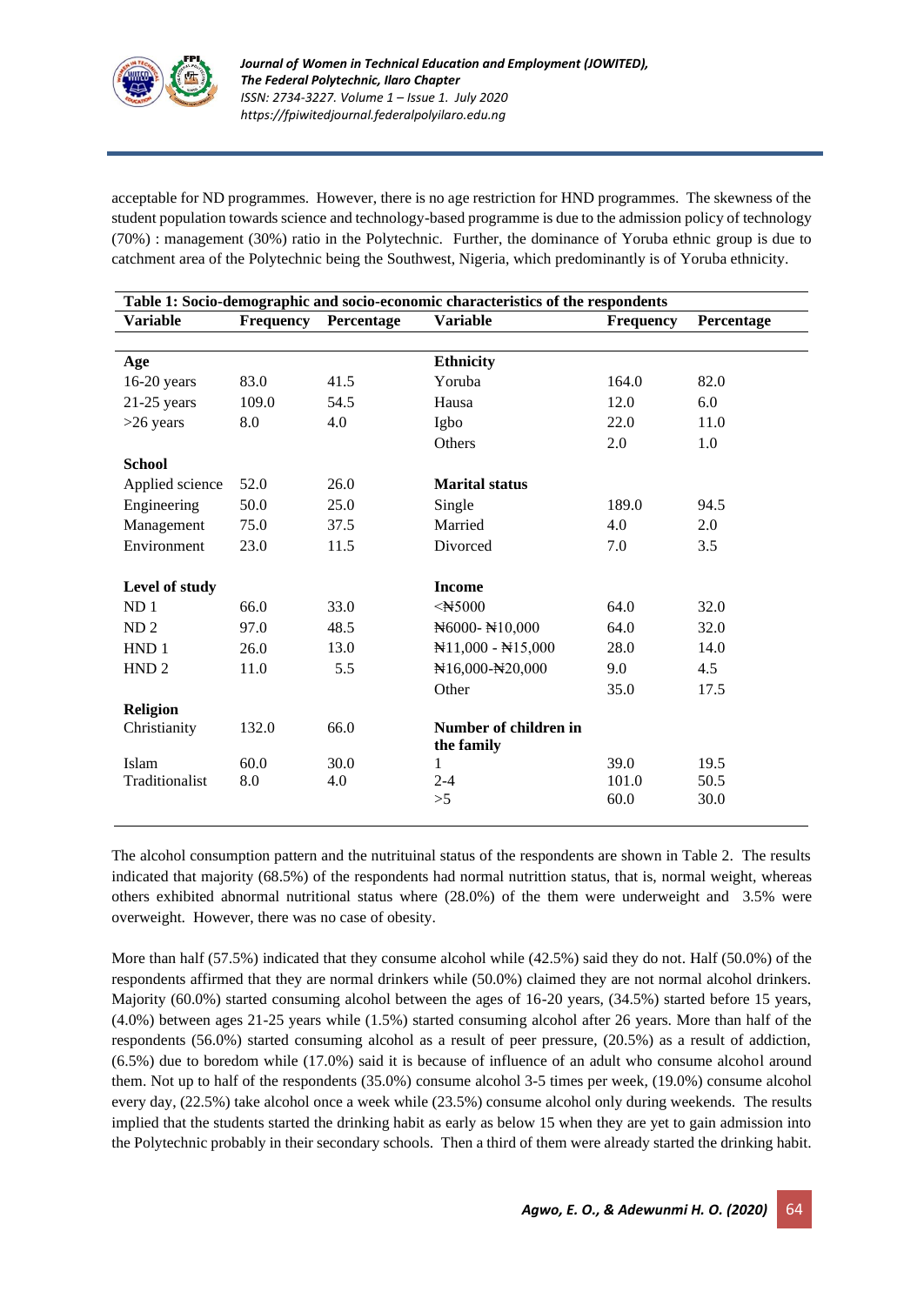acceptable for ND programmes. However, there is no age restriction for HND programmes. The skewness of the student population towards science and technology-based programme is due to the admission policy of technology (70%) : management (30%) ratio in the Polytechnic. Further, the dominance of Yoruba ethnic group is due to catchment area of the Polytechnic being the Southwest, Nigeria, which predominantly is of Yoruba ethnicity.

**Table 1: Socio-demographic and socio-economic characteristics of the respondents**

| Variable | Frequency | Percentage | Variable | Frequency | Percentage |
|---|---|---|---|---|---|
| **Age** | | | **Ethnicity** | | |
| 16-20 years | 83.0 | 41.5 | Yoruba | 164.0 | 82.0 |
| 21-25 years | 109.0 | 54.5 | Hausa | 12.0 | 6.0 |
| >26 years | 8.0 | 4.0 | Igbo | 22.0 | 11.0 |
| | | | Others | 2.0 | 1.0 |
| **School** | | | **Marital status** | | |
| Applied science | 52.0 | 26.0 | Single | 189.0 | 94.5 |
| Engineering | 50.0 | 25.0 | Married | 4.0 | 2.0 |
| Management | 75.0 | 37.5 | Divorced | 7.0 | 3.5 |
| Environment | 23.0 | 11.5 | | | |
| **Level of study** | | | **Income** | | |
| ND 1 | 66.0 | 33.0 | <₦5000 | 64.0 | 32.0 |
| ND 2 | 97.0 | 48.5 | ₦6000- ₦10,000 | 64.0 | 32.0 |
| HND 1 | 26.0 | 13.0 | ₦11,000 - ₦15,000 | 28.0 | 14.0 |
| HND 2 | 11.0 | 5.5 | ₦16,000-₦20,000 | 9.0 | 4.5 |
| | | | Other | 35.0 | 17.5 |
| **Religion** | | | | | |
| Christianity | 132.0 | 66.0 | **Number of children in the family** | | |
| Islam | 60.0 | 30.0 | 1 | 39.0 | 19.5 |
| Traditionalist | 8.0 | 4.0 | 2-4 | 101.0 | 50.5 |
| | | | >5 | 60.0 | 30.0 |

The alcohol consumption pattern and the nutrituinal status of the respondents are shown in Table 2. The results indicated that majority (68.5%) of the respondents had normal nutrittion status, that is, normal weight, whereas others exhibited abnormal nutritional status where (28.0%) of the them were underweight and 3.5% were overweight. However, there was no case of obesity.

More than half (57.5%) indicated that they consume alcohol while (42.5%) said they do not. Half (50.0%) of the respondents affirmed that they are normal drinkers while (50.0%) claimed they are not normal alcohol drinkers. Majority (60.0%) started consuming alcohol between the ages of 16-20 years, (34.5%) started before 15 years, (4.0%) between ages 21-25 years while (1.5%) started consuming alcohol after 26 years. More than half of the respondents (56.0%) started consuming alcohol as a result of peer pressure, (20.5%) as a result of addiction, (6.5%) due to boredom while (17.0%) said it is because of influence of an adult who consume alcohol around them. Not up to half of the respondents (35.0%) consume alcohol 3-5 times per week, (19.0%) consume alcohol every day, (22.5%) take alcohol once a week while (23.5%) consume alcohol only during weekends. The results implied that the students started the drinking habit as early as below 15 when they are yet to gain admission into the Polytechnic probably in their secondary schools. Then a third of them were already started the drinking habit.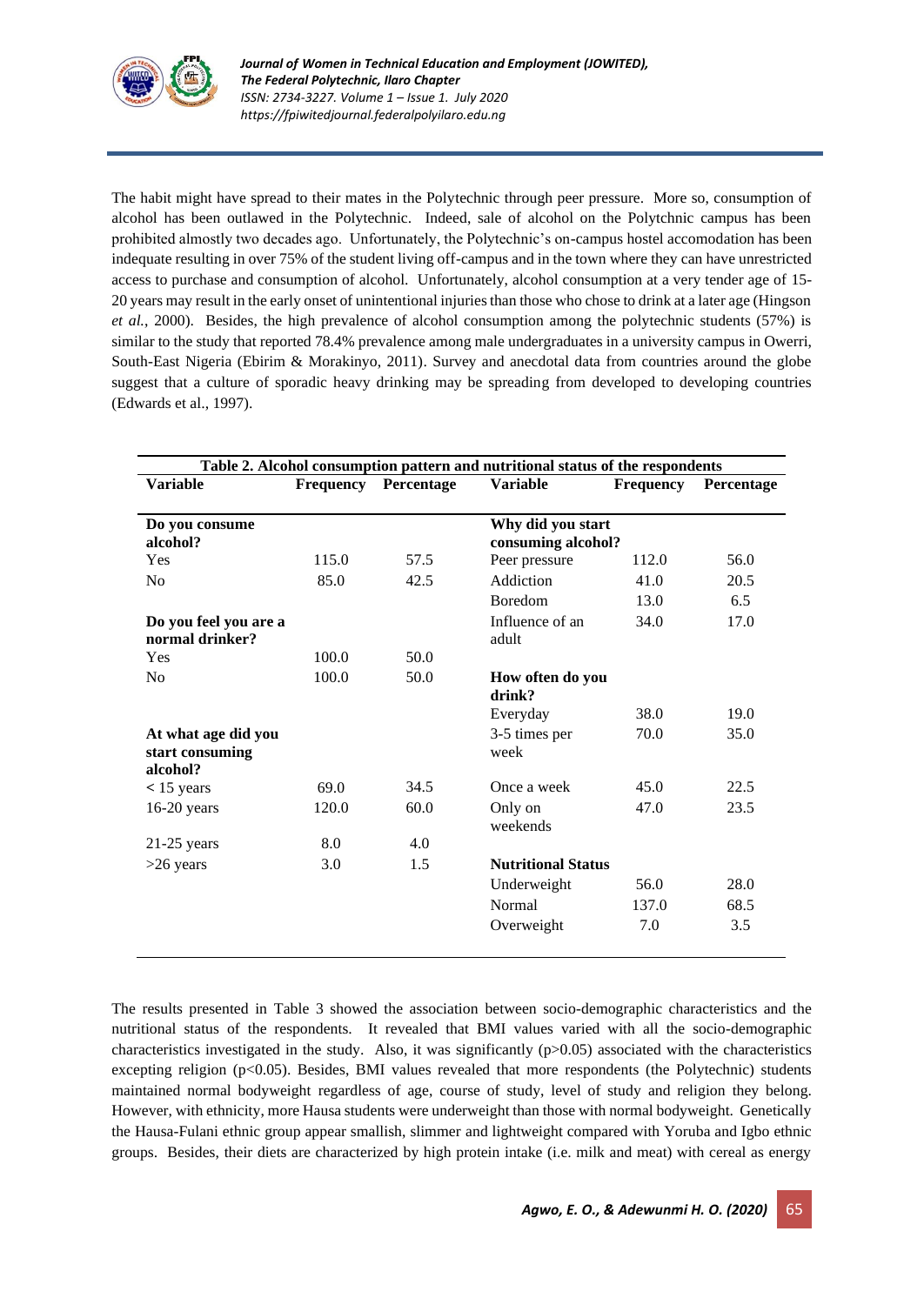The habit might have spread to their mates in the Polytechnic through peer pressure. More so, consumption of alcohol has been outlawed in the Polytechnic. Indeed, sale of alcohol on the Polytchnic campus has been prohibited almostly two decades ago. Unfortunately, the Polytechnic's on-campus hostel accomodation has been indequate resulting in over 75% of the student living off-campus and in the town where they can have unrestricted access to purchase and consumption of alcohol. Unfortunately, alcohol consumption at a very tender age of 15-20 years may result in the early onset of unintentional injuries than those who chose to drink at a later age (Hingson *et al.*, 2000). Besides, the high prevalence of alcohol consumption among the polytechnic students (57%) is similar to the study that reported 78.4% prevalence among male undergraduates in a university campus in Owerri, South-East Nigeria (Ebirim & Morakinyo, 2011). Survey and anecdotal data from countries around the globe suggest that a culture of sporadic heavy drinking may be spreading from developed to developing countries (Edwards et al., 1997).

**Table 2. Alcohol consumption pattern and nutritional status of the respondents**

| Variable | Frequency | Percentage | Variable | Frequency | Percentage |
|---|---|---|---|---|---|
| **Do you consume alcohol?** | | | **Why did you start consuming alcohol?** | | |
| Yes | 115.0 | 57.5 | Peer pressure | 112.0 | 56.0 |
| No | 85.0 | 42.5 | Addiction | 41.0 | 20.5 |
| | | | Boredom | 13.0 | 6.5 |
| **Do you feel you are a normal drinker?** | | | Influence of an adult | 34.0 | 17.0 |
| Yes | 100.0 | 50.0 | | | |
| No | 100.0 | 50.0 | **How often do you drink?** | | |
| | | | Everyday | 38.0 | 19.0 |
| **At what age did you start consuming alcohol?** | | | 3-5 times per week | 70.0 | 35.0 |
| < 15 years | 69.0 | 34.5 | Once a week | 45.0 | 22.5 |
| 16-20 years | 120.0 | 60.0 | Only on weekends | 47.0 | 23.5 |
| 21-25 years | 8.0 | 4.0 | | | |
| >26 years | 3.0 | 1.5 | **Nutritional Status** | | |
| | | | Underweight | 56.0 | 28.0 |
| | | | Normal | 137.0 | 68.5 |
| | | | Overweight | 7.0 | 3.5 |

The results presented in Table 3 showed the association between socio-demographic characteristics and the nutritional status of the respondents. It revealed that BMI values varied with all the socio-demographic characteristics investigated in the study. Also, it was significantly ($p>0.05$) associated with the characteristics excepting religion ($p<0.05$). Besides, BMI values revealed that more respondents (the Polytechnic) students maintained normal bodyweight regardless of age, course of study, level of study and religion they belong. However, with ethnicity, more Hausa students were underweight than those with normal bodyweight. Genetically the Hausa-Fulani ethnic group appear smallish, slimmer and lightweight compared with Yoruba and Igbo ethnic groups. Besides, their diets are characterized by high protein intake (i.e. milk and meat) with cereal as energy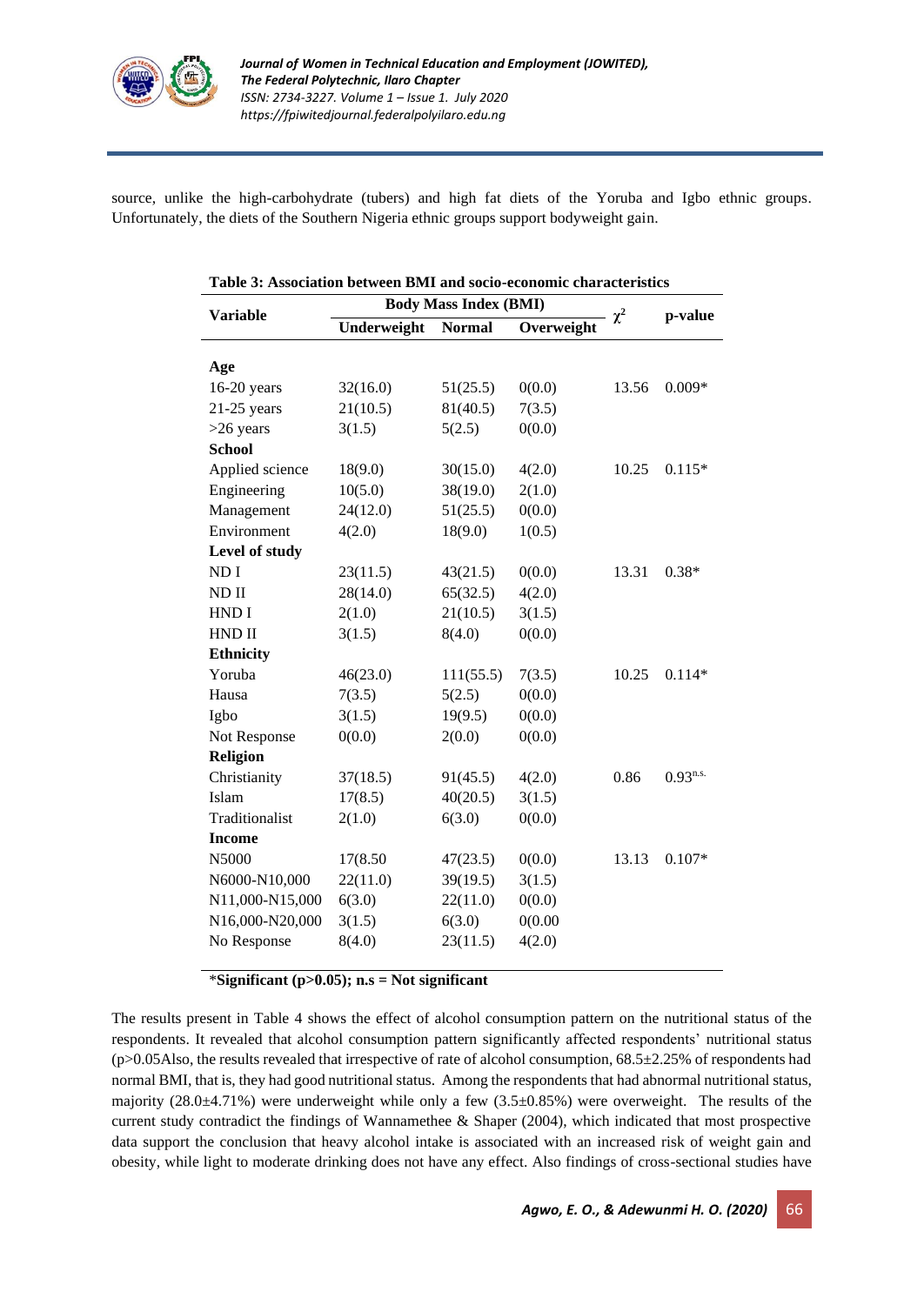source, unlike the high-carbohydrate (tubers) and high fat diets of the Yoruba and Igbo ethnic groups. Unfortunately, the diets of the Southern Nigeria ethnic groups support bodyweight gain.

**Table 3: Association between BMI and socio-economic characteristics**

| Variable | Body Mass Index (BMI) | | | $\chi^2$ | p-value |
|---|---|---|---|---|---|
| | Underweight | Normal | Overweight | | |
| **Age** | | | | | |
| 16-20 years | 32(16.0) | 51(25.5) | 0(0.0) | 13.56 | 0.009* |
| 21-25 years | 21(10.5) | 81(40.5) | 7(3.5) | | |
| >26 years | 3(1.5) | 5(2.5) | 0(0.0) | | |
| **School** | | | | | |
| Applied science | 18(9.0) | 30(15.0) | 4(2.0) | 10.25 | 0.115* |
| Engineering | 10(5.0) | 38(19.0) | 2(1.0) | | |
| Management | 24(12.0) | 51(25.5) | 0(0.0) | | |
| Environment | 4(2.0) | 18(9.0) | 1(0.5) | | |
| **Level of study** | | | | | |
| ND I | 23(11.5) | 43(21.5) | 0(0.0) | 13.31 | 0.38* |
| ND II | 28(14.0) | 65(32.5) | 4(2.0) | | |
| HND I | 2(1.0) | 21(10.5) | 3(1.5) | | |
| HND II | 3(1.5) | 8(4.0) | 0(0.0) | | |
| **Ethnicity** | | | | | |
| Yoruba | 46(23.0) | 111(55.5) | 7(3.5) | 10.25 | 0.114* |
| Hausa | 7(3.5) | 5(2.5) | 0(0.0) | | |
| Igbo | 3(1.5) | 19(9.5) | 0(0.0) | | |
| Not Response | 0(0.0) | 2(0.0) | 0(0.0) | | |
| **Religion** | | | | | |
| Christianity | 37(18.5) | 91(45.5) | 4(2.0) | 0.86 | $0.93^{n.s.}$ |
| Islam | 17(8.5) | 40(20.5) | 3(1.5) | | |
| Traditionalist | 2(1.0) | 6(3.0) | 0(0.0) | | |
| **Income** | | | | | |
| N5000 | 17(8.50 | 47(23.5) | 0(0.0) | 13.13 | 0.107* |
| N6000-N10,000 | 22(11.0) | 39(19.5) | 3(1.5) | | |
| N11,000-N15,000 | 6(3.0) | 22(11.0) | 0(0.0) | | |
| N16,000-N20,000 | 3(1.5) | 6(3.0) | 0(0.00 | | |
| No Response | 8(4.0) | 23(11.5) | 4(2.0) | | |

*__Significant (p>0.05); n.s = Not significant__

The results present in Table 4 shows the effect of alcohol consumption pattern on the nutritional status of the respondents. It revealed that alcohol consumption pattern significantly affected respondents' nutritional status (p>0.05Also, the results revealed that irrespective of rate of alcohol consumption, 68.5±2.25% of respondents had normal BMI, that is, they had good nutritional status. Among the respondents that had abnormal nutritional status, majority (28.0±4.71%) were underweight while only a few (3.5±0.85%) were overweight. The results of the current study contradict the findings of Wannamethee & Shaper (2004), which indicated that most prospective data support the conclusion that heavy alcohol intake is associated with an increased risk of weight gain and obesity, while light to moderate drinking does not have any effect. Also findings of cross-sectional studies have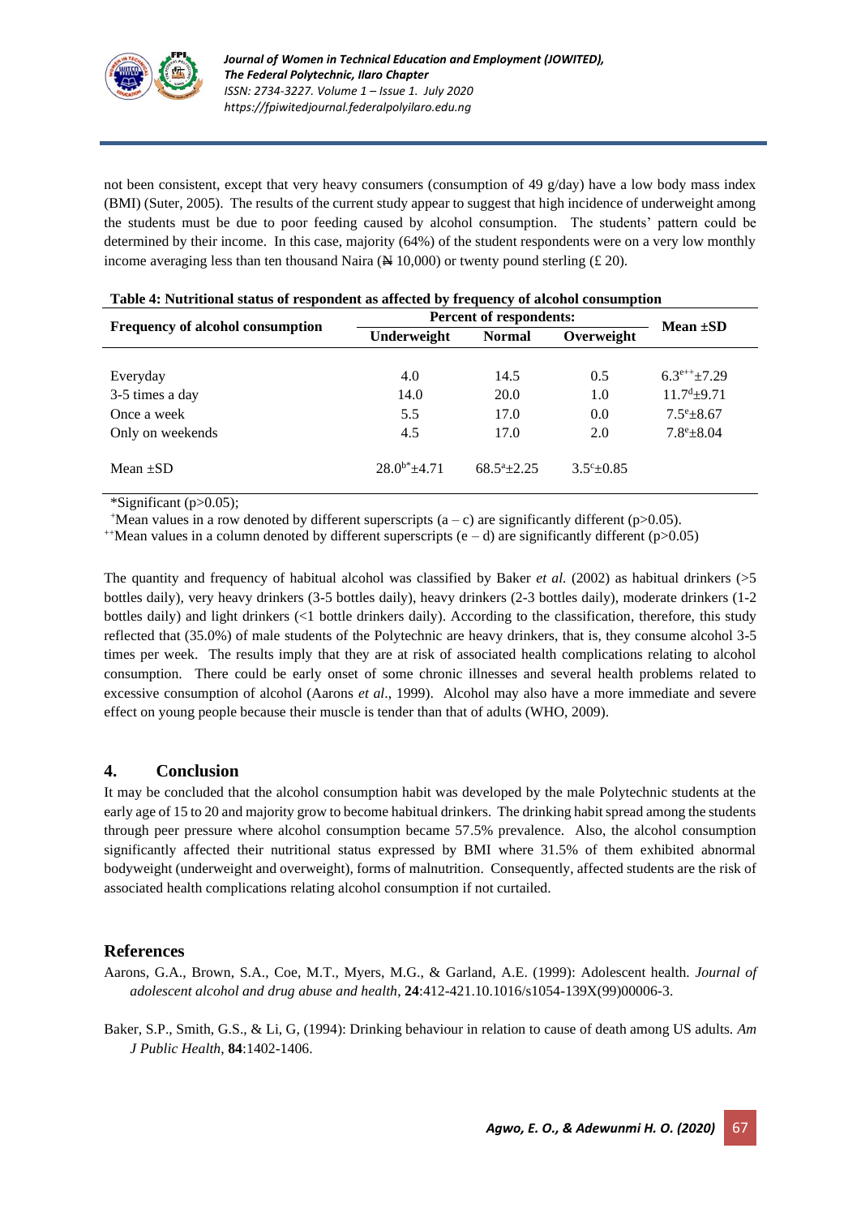not been consistent, except that very heavy consumers (consumption of 49 g/day) have a low body mass index (BMI) (Suter, 2005). The results of the current study appear to suggest that high incidence of underweight among the students must be due to poor feeding caused by alcohol consumption. The students' pattern could be determined by their income. In this case, majority (64%) of the student respondents were on a very low monthly income averaging less than ten thousand Naira (₦ 10,000) or twenty pound sterling (£ 20).

**Table 4: Nutritional status of respondent as affected by frequency of alcohol consumption**

| Frequency of alcohol consumption | Percent of respondents: | | | Mean ±SD |
|---|---|---|---|---|
| | Underweight | Normal | Overweight | |
| Everyday | 4.0 | 14.5 | 0.5 | $6.3^{e++}±7.29$ |
| 3-5 times a day | 14.0 | 20.0 | 1.0 | $11.7^{d}±9.71$ |
| Once a week | 5.5 | 17.0 | 0.0 | $7.5^{e}±8.67$ |
| Only on weekends | 4.5 | 17.0 | 2.0 | $7.8^{e}±8.04$ |
| Mean ±SD | $28.0^{b*}±4.71$ | $68.5^{a}±2.25$ | $3.5^{c}±0.85$ | |

*Significant ($p>0.05$);

$^{+}$Mean values in a row denoted by different superscripts (a – c) are significantly different ($p>0.05$).

$^{++}$Mean values in a column denoted by different superscripts (e – d) are significantly different ($p>0.05$)

The quantity and frequency of habitual alcohol was classified by Baker *et al.* (2002) as habitual drinkers (>5 bottles daily), very heavy drinkers (3-5 bottles daily), heavy drinkers (2-3 bottles daily), moderate drinkers (1-2 bottles daily) and light drinkers (<1 bottle drinkers daily). According to the classification, therefore, this study reflected that (35.0%) of male students of the Polytechnic are heavy drinkers, that is, they consume alcohol 3-5 times per week. The results imply that they are at risk of associated health complications relating to alcohol consumption. There could be early onset of some chronic illnesses and several health problems related to excessive consumption of alcohol (Aarons *et al*., 1999). Alcohol may also have a more immediate and severe effect on young people because their muscle is tender than that of adults (WHO, 2009).

## 4. Conclusion

It may be concluded that the alcohol consumption habit was developed by the male Polytechnic students at the early age of 15 to 20 and majority grow to become habitual drinkers. The drinking habit spread among the students through peer pressure where alcohol consumption became 57.5% prevalence. Also, the alcohol consumption significantly affected their nutritional status expressed by BMI where 31.5% of them exhibited abnormal bodyweight (underweight and overweight), forms of malnutrition. Consequently, affected students are the risk of associated health complications relating alcohol consumption if not curtailed.

## References

Aarons, G.A., Brown, S.A., Coe, M.T., Myers, M.G., & Garland, A.E. (1999): Adolescent health. *Journal of adolescent alcohol and drug abuse and health*, **24**:412-421.10.1016/s1054-139X(99)00006-3.

Baker, S.P., Smith, G.S., & Li, G, (1994): Drinking behaviour in relation to cause of death among US adults. *Am J Public Health*, **84**:1402-1406.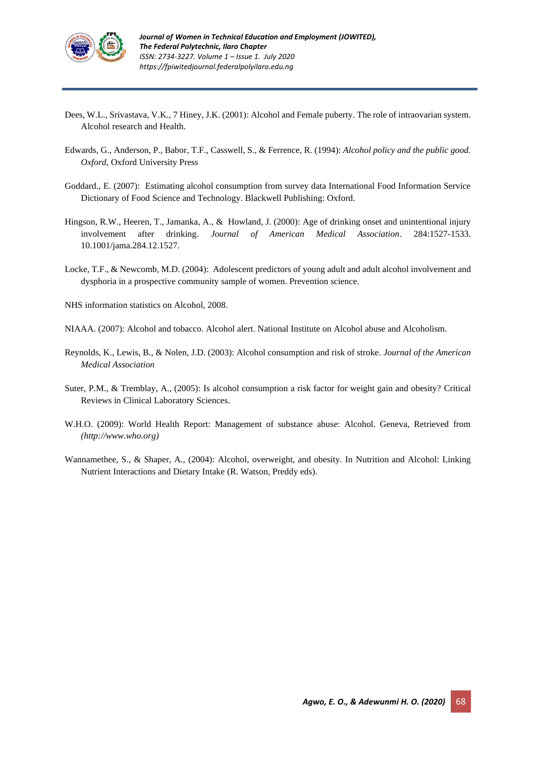Dees, W.L., Srivastava, V.K., 7 Hiney, J.K. (2001): Alcohol and Female puberty. The role of intraovarian system. Alcohol research and Health.

Edwards, G., Anderson, P., Babor, T.F., Casswell, S., & Ferrence, R. (1994): *Alcohol policy and the public good. Oxford,* Oxford University Press

Goddard., E. (2007): Estimating alcohol consumption from survey data International Food Information Service Dictionary of Food Science and Technology. Blackwell Publishing: Oxford.

Hingson, R.W., Heeren, T., Jamanka, A., & Howland, J. (2000): Age of drinking onset and unintentional injury involvement after drinking. *Journal of American Medical Association*. 284:1527-1533. 10.1001/jama.284.12.1527.

Locke, T.F., & Newcomb, M.D. (2004): Adolescent predictors of young adult and adult alcohol involvement and dysphoria in a prospective community sample of women. Prevention science.

NHS information statistics on Alcohol, 2008.

NIAAA. (2007): Alcohol and tobacco. Alcohol alert. National Institute on Alcohol abuse and Alcoholism.

Reynolds, K., Lewis, B., & Nolen, J.D. (2003): Alcohol consumption and risk of stroke. *Journal of the American Medical Association*

Suter, P.M., & Tremblay, A., (2005): Is alcohol consumption a risk factor for weight gain and obesity? Critical Reviews in Clinical Laboratory Sciences.

W.H.O. (2009): World Health Report: Management of substance abuse: Alcohol. Geneva, Retrieved from *(http://www.who.org)*

Wannamethee, S., & Shaper, A., (2004): Alcohol, overweight, and obesity. In Nutrition and Alcohol: Linking Nutrient Interactions and Dietary Intake (R. Watson, Preddy eds).